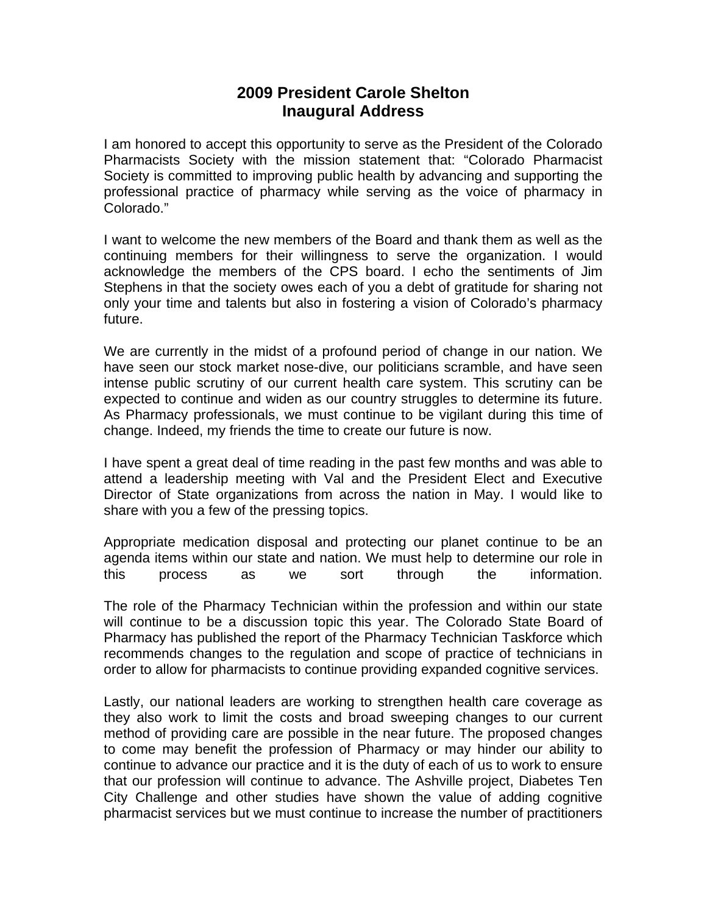# 2009 President Carole Shelton
# Inaugural Address

I am honored to accept this opportunity to serve as the President of the Colorado Pharmacists Society with the mission statement that: "Colorado Pharmacist Society is committed to improving public health by advancing and supporting the professional practice of pharmacy while serving as the voice of pharmacy in Colorado."

I want to welcome the new members of the Board and thank them as well as the continuing members for their willingness to serve the organization. I would acknowledge the members of the CPS board. I echo the sentiments of Jim Stephens in that the society owes each of you a debt of gratitude for sharing not only your time and talents but also in fostering a vision of Colorado's pharmacy future.

We are currently in the midst of a profound period of change in our nation. We have seen our stock market nose-dive, our politicians scramble, and have seen intense public scrutiny of our current health care system. This scrutiny can be expected to continue and widen as our country struggles to determine its future. As Pharmacy professionals, we must continue to be vigilant during this time of change. Indeed, my friends the time to create our future is now.

I have spent a great deal of time reading in the past few months and was able to attend a leadership meeting with Val and the President Elect and Executive Director of State organizations from across the nation in May. I would like to share with you a few of the pressing topics.

Appropriate medication disposal and protecting our planet continue to be an agenda items within our state and nation. We must help to determine our role in this process as we sort through the information.

The role of the Pharmacy Technician within the profession and within our state will continue to be a discussion topic this year. The Colorado State Board of Pharmacy has published the report of the Pharmacy Technician Taskforce which recommends changes to the regulation and scope of practice of technicians in order to allow for pharmacists to continue providing expanded cognitive services.

Lastly, our national leaders are working to strengthen health care coverage as they also work to limit the costs and broad sweeping changes to our current method of providing care are possible in the near future. The proposed changes to come may benefit the profession of Pharmacy or may hinder our ability to continue to advance our practice and it is the duty of each of us to work to ensure that our profession will continue to advance. The Ashville project, Diabetes Ten City Challenge and other studies have shown the value of adding cognitive pharmacist services but we must continue to increase the number of practitioners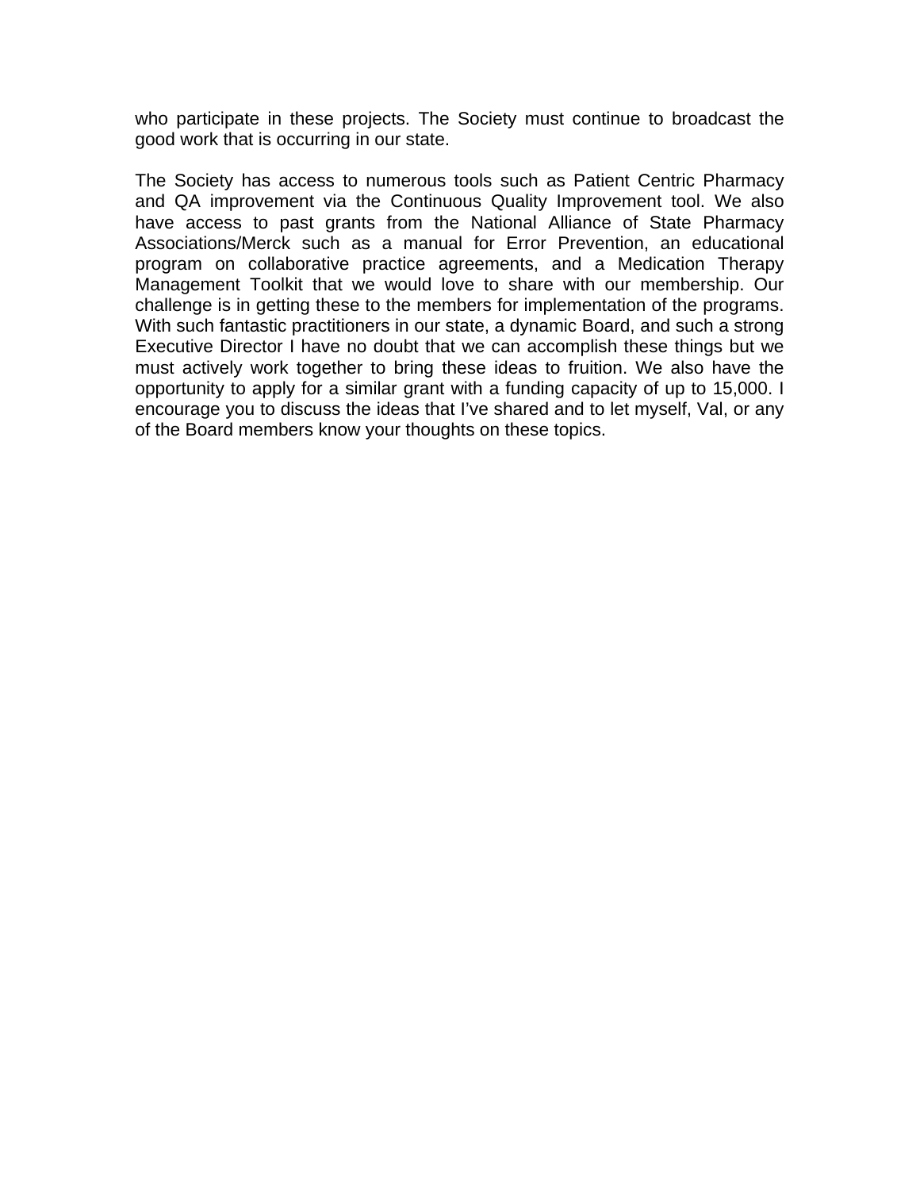who participate in these projects. The Society must continue to broadcast the good work that is occurring in our state.

The Society has access to numerous tools such as Patient Centric Pharmacy and QA improvement via the Continuous Quality Improvement tool. We also have access to past grants from the National Alliance of State Pharmacy Associations/Merck such as a manual for Error Prevention, an educational program on collaborative practice agreements, and a Medication Therapy Management Toolkit that we would love to share with our membership. Our challenge is in getting these to the members for implementation of the programs. With such fantastic practitioners in our state, a dynamic Board, and such a strong Executive Director I have no doubt that we can accomplish these things but we must actively work together to bring these ideas to fruition. We also have the opportunity to apply for a similar grant with a funding capacity of up to 15,000. I encourage you to discuss the ideas that I've shared and to let myself, Val, or any of the Board members know your thoughts on these topics.